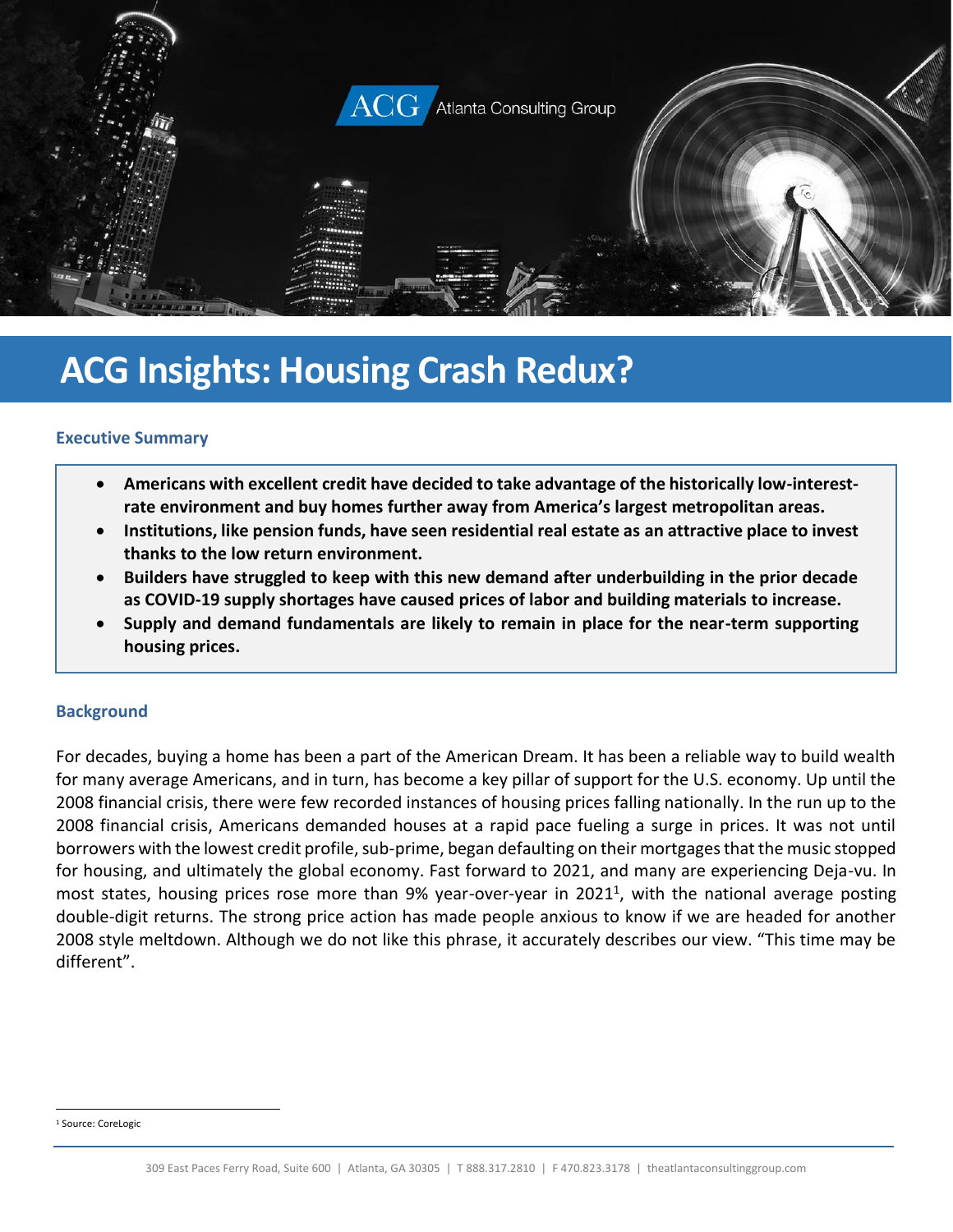# ACG Insights: Housing Crash Redux?

## Executive Summary

- **Americans with excellent credit have decided to take advantage of the historically low-interest-rate environment and buy homes further away from America's largest metropolitan areas.**
- **Institutions, like pension funds, have seen residential real estate as an attractive place to invest thanks to the low return environment.**
- **Builders have struggled to keep with this new demand after underbuilding in the prior decade as COVID-19 supply shortages have caused prices of labor and building materials to increase.**
- **Supply and demand fundamentals are likely to remain in place for the near-term supporting housing prices.**

## Background

For decades, buying a home has been a part of the American Dream. It has been a reliable way to build wealth for many average Americans, and in turn, has become a key pillar of support for the U.S. economy. Up until the 2008 financial crisis, there were few recorded instances of housing prices falling nationally. In the run up to the 2008 financial crisis, Americans demanded houses at a rapid pace fueling a surge in prices. It was not until borrowers with the lowest credit profile, sub-prime, began defaulting on their mortgages that the music stopped for housing, and ultimately the global economy. Fast forward to 2021, and many are experiencing Deja-vu. In most states, housing prices rose more than 9% year-over-year in 2021[1], with the national average posting double-digit returns. The strong price action has made people anxious to know if we are headed for another 2008 style meltdown. Although we do not like this phrase, it accurately describes our view. "This time may be different".

[1] Source: CoreLogic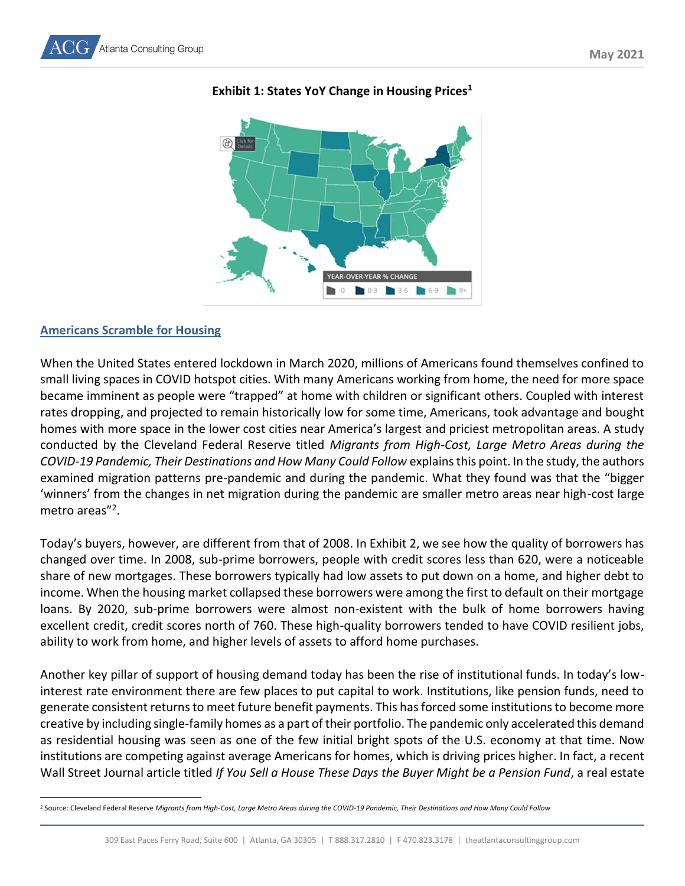**Exhibit 1: States YoY Change in Housing Prices[1]**

## Americans Scramble for Housing

When the United States entered lockdown in March 2020, millions of Americans found themselves confined to small living spaces in COVID hotspot cities. With many Americans working from home, the need for more space became imminent as people were "trapped" at home with children or significant others. Coupled with interest rates dropping, and projected to remain historically low for some time, Americans, took advantage and bought homes with more space in the lower cost cities near America's largest and priciest metropolitan areas. A study conducted by the Cleveland Federal Reserve titled *Migrants from High-Cost, Large Metro Areas during the COVID-19 Pandemic, Their Destinations and How Many Could Follow* explains this point. In the study, the authors examined migration patterns pre-pandemic and during the pandemic. What they found was that the "bigger 'winners' from the changes in net migration during the pandemic are smaller metro areas near high-cost large metro areas"[2].

Today's buyers, however, are different from that of 2008. In Exhibit 2, we see how the quality of borrowers has changed over time. In 2008, sub-prime borrowers, people with credit scores less than 620, were a noticeable share of new mortgages. These borrowers typically had low assets to put down on a home, and higher debt to income. When the housing market collapsed these borrowers were among the first to default on their mortgage loans. By 2020, sub-prime borrowers were almost non-existent with the bulk of home borrowers having excellent credit, credit scores north of 760. These high-quality borrowers tended to have COVID resilient jobs, ability to work from home, and higher levels of assets to afford home purchases.

Another key pillar of support of housing demand today has been the rise of institutional funds. In today's low-interest rate environment there are few places to put capital to work. Institutions, like pension funds, need to generate consistent returns to meet future benefit payments. This has forced some institutions to become more creative by including single-family homes as a part of their portfolio. The pandemic only accelerated this demand as residential housing was seen as one of the few initial bright spots of the U.S. economy at that time. Now institutions are competing against average Americans for homes, which is driving prices higher. In fact, a recent Wall Street Journal article titled *If You Sell a House These Days the Buyer Might be a Pension Fund*, a real estate

---

[2] Source: Cleveland Federal Reserve *Migrants from High-Cost, Large Metro Areas during the COVID-19 Pandemic, Their Destinations and How Many Could Follow*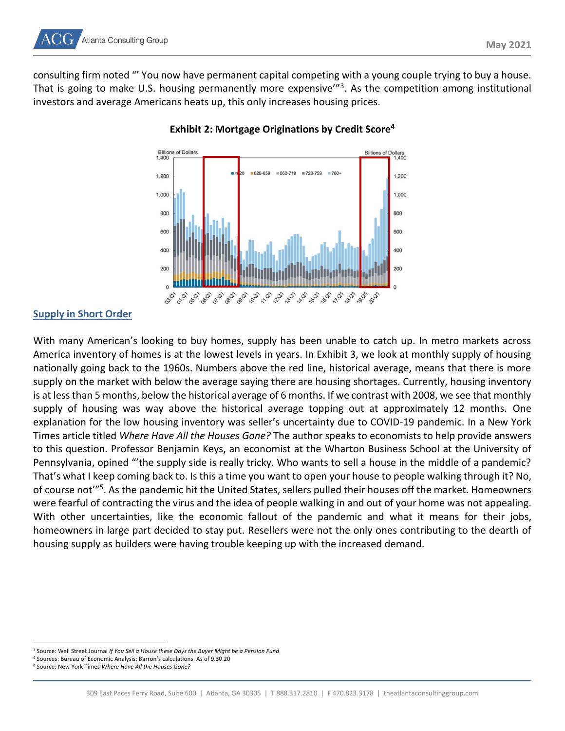consulting firm noted "' You now have permanent capital competing with a young couple trying to buy a house. That is going to make U.S. housing permanently more expensive'"[3]. As the competition among institutional investors and average Americans heats up, this only increases housing prices.

**Exhibit 2: Mortgage Originations by Credit Score[4]**

## Supply in Short Order

With many American's looking to buy homes, supply has been unable to catch up. In metro markets across America inventory of homes is at the lowest levels in years. In Exhibit 3, we look at monthly supply of housing nationally going back to the 1960s. Numbers above the red line, historical average, means that there is more supply on the market with below the average saying there are housing shortages. Currently, housing inventory is at less than 5 months, below the historical average of 6 months. If we contrast with 2008, we see that monthly supply of housing was way above the historical average topping out at approximately 12 months. One explanation for the low housing inventory was seller's uncertainty due to COVID-19 pandemic. In a New York Times article titled *Where Have All the Houses Gone?* The author speaks to economists to help provide answers to this question. Professor Benjamin Keys, an economist at the Wharton Business School at the University of Pennsylvania, opined "'the supply side is really tricky. Who wants to sell a house in the middle of a pandemic? That's what I keep coming back to. Is this a time you want to open your house to people walking through it? No, of course not'"[5]. As the pandemic hit the United States, sellers pulled their houses off the market. Homeowners were fearful of contracting the virus and the idea of people walking in and out of your home was not appealing. With other uncertainties, like the economic fallout of the pandemic and what it means for their jobs, homeowners in large part decided to stay put. Resellers were not the only ones contributing to the dearth of housing supply as builders were having trouble keeping up with the increased demand.

---

[3] Source: Wall Street Journal *If You Sell a House these Days the Buyer Might be a Pension Fund*

[4] Sources: Bureau of Economic Analysis; Barron's calculations. As of 9.30.20

[5] Source: New York Times *Where Have All the Houses Gone?*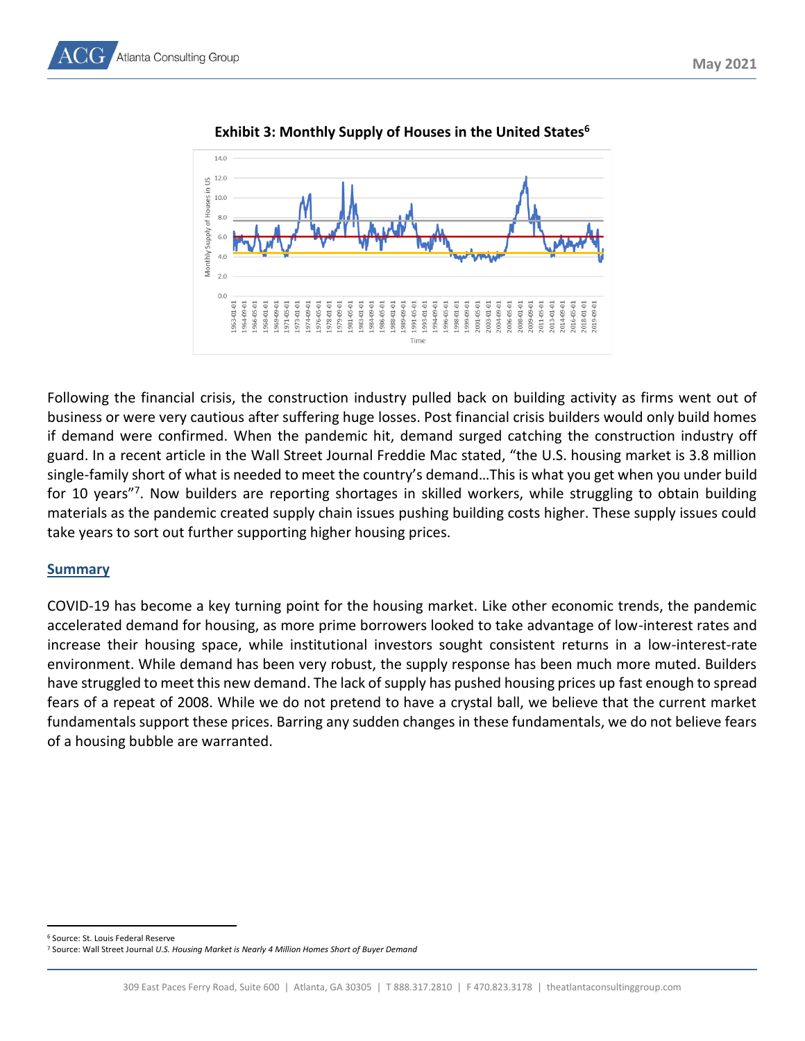**Exhibit 3: Monthly Supply of Houses in the United States**[6]

Following the financial crisis, the construction industry pulled back on building activity as firms went out of business or were very cautious after suffering huge losses. Post financial crisis builders would only build homes if demand were confirmed. When the pandemic hit, demand surged catching the construction industry off guard. In a recent article in the Wall Street Journal Freddie Mac stated, "the U.S. housing market is 3.8 million single-family short of what is needed to meet the country's demand…This is what you get when you under build for 10 years"[7]. Now builders are reporting shortages in skilled workers, while struggling to obtain building materials as the pandemic created supply chain issues pushing building costs higher. These supply issues could take years to sort out further supporting higher housing prices.

## Summary

COVID-19 has become a key turning point for the housing market. Like other economic trends, the pandemic accelerated demand for housing, as more prime borrowers looked to take advantage of low-interest rates and increase their housing space, while institutional investors sought consistent returns in a low-interest-rate environment. While demand has been very robust, the supply response has been much more muted. Builders have struggled to meet this new demand. The lack of supply has pushed housing prices up fast enough to spread fears of a repeat of 2008. While we do not pretend to have a crystal ball, we believe that the current market fundamentals support these prices. Barring any sudden changes in these fundamentals, we do not believe fears of a housing bubble are warranted.

---

[6] Source: St. Louis Federal Reserve

[7] Source: Wall Street Journal *U.S. Housing Market is Nearly 4 Million Homes Short of Buyer Demand*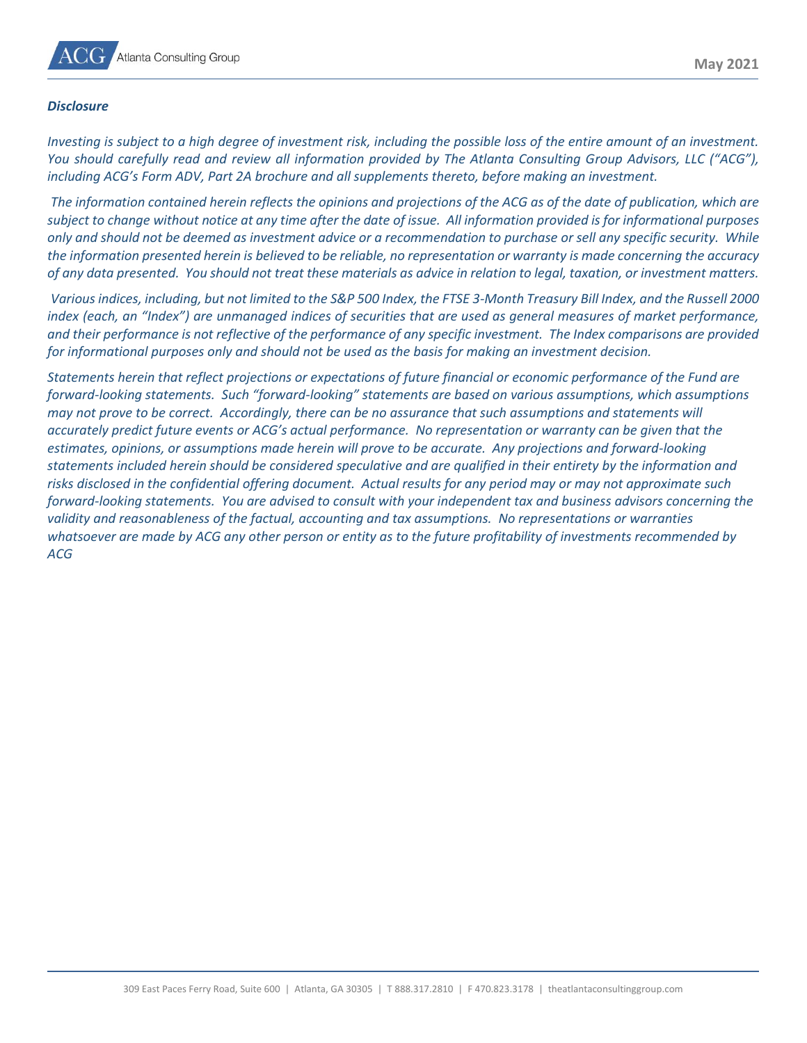***Disclosure***

*Investing is subject to a high degree of investment risk, including the possible loss of the entire amount of an investment. You should carefully read and review all information provided by The Atlanta Consulting Group Advisors, LLC ("ACG"), including ACG's Form ADV, Part 2A brochure and all supplements thereto, before making an investment.*

*The information contained herein reflects the opinions and projections of the ACG as of the date of publication, which are subject to change without notice at any time after the date of issue. All information provided is for informational purposes only and should not be deemed as investment advice or a recommendation to purchase or sell any specific security. While the information presented herein is believed to be reliable, no representation or warranty is made concerning the accuracy of any data presented. You should not treat these materials as advice in relation to legal, taxation, or investment matters.*

*Various indices, including, but not limited to the S&P 500 Index, the FTSE 3-Month Treasury Bill Index, and the Russell 2000 index (each, an "Index") are unmanaged indices of securities that are used as general measures of market performance, and their performance is not reflective of the performance of any specific investment. The Index comparisons are provided for informational purposes only and should not be used as the basis for making an investment decision.*

*Statements herein that reflect projections or expectations of future financial or economic performance of the Fund are forward-looking statements. Such "forward-looking" statements are based on various assumptions, which assumptions may not prove to be correct. Accordingly, there can be no assurance that such assumptions and statements will accurately predict future events or ACG's actual performance. No representation or warranty can be given that the estimates, opinions, or assumptions made herein will prove to be accurate. Any projections and forward-looking statements included herein should be considered speculative and are qualified in their entirety by the information and risks disclosed in the confidential offering document. Actual results for any period may or may not approximate such forward-looking statements. You are advised to consult with your independent tax and business advisors concerning the validity and reasonableness of the factual, accounting and tax assumptions. No representations or warranties whatsoever are made by ACG any other person or entity as to the future profitability of investments recommended by ACG*